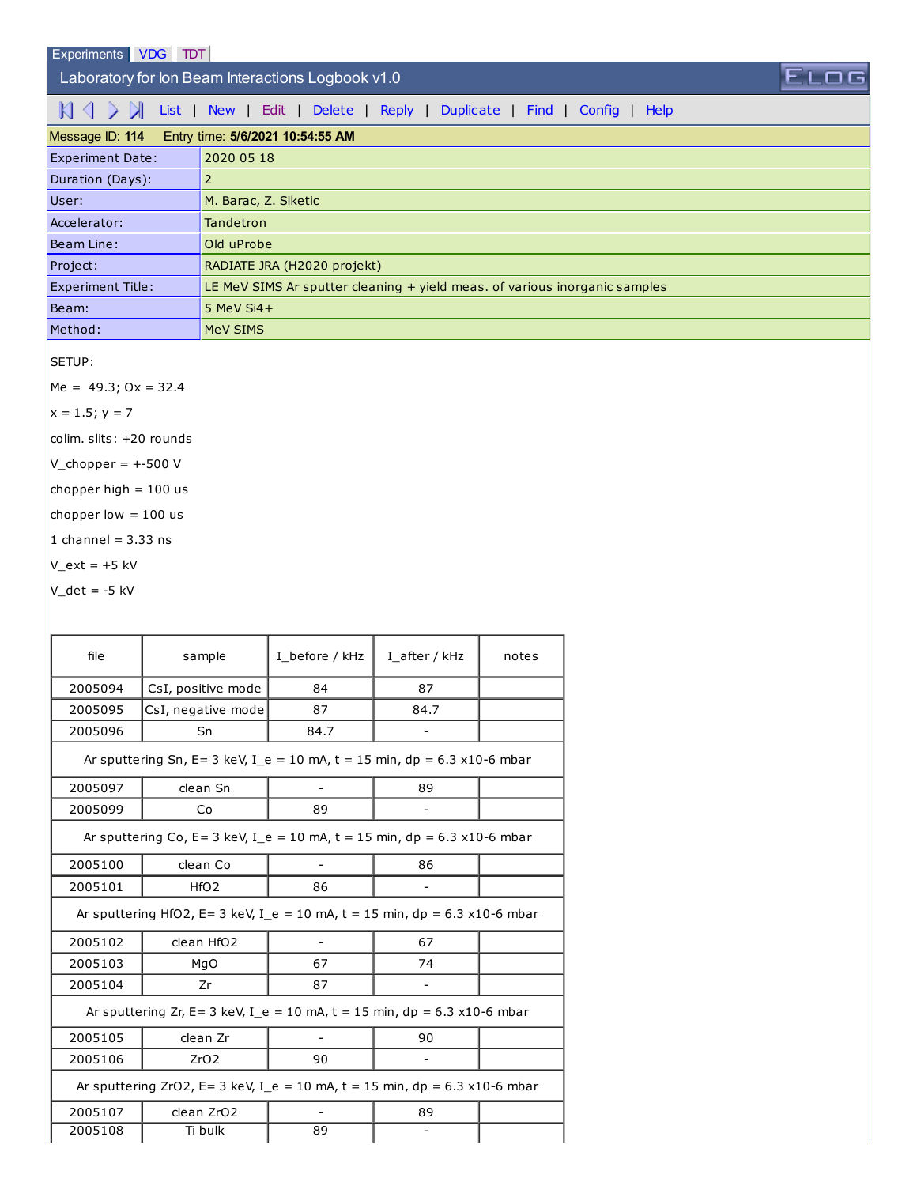Experiments | VDG | TDT

# Laboratory for Ion Beam Interactions Logbook v1.0

List | New | Edit | Delete | Reply | Duplicate | Find | Config | Help

Message ID: **114** Entry time: **5/6/2021 10:54:55 AM**

| | |
|---|---|
| Experiment Date: | 2020 05 18 |
| Duration (Days): | 2 |
| User: | M. Barac, Z. Siketic |
| Accelerator: | Tandetron |
| Beam Line: | Old uProbe |
| Project: | RADIATE JRA (H2020 projekt) |
| Experiment Title: | LE MeV SIMS Ar sputter cleaning + yield meas. of various inorganic samples |
| Beam: | 5 MeV Si4+ |
| Method: | MeV SIMS |

SETUP:

Me = 49.3; Ox = 32.4

x = 1.5; y = 7

colim. slits: +20 rounds

V_chopper = +-500 V

chopper high = 100 us

chopper low = 100 us

1 channel = 3.33 ns

V_ext = +5 kV

V_det = -5 kV

| file | sample | I_before / kHz | I_after / kHz | notes |
|---|---|---|---|---|
| 2005094 | CsI, positive mode | 84 | 87 | |
| 2005095 | CsI, negative mode | 87 | 84.7 | |
| 2005096 | Sn | 84.7 | - | |
| Ar sputtering Sn, E= 3 keV, I_e = 10 mA, t = 15 min, dp = 6.3 x10-6 mbar | | | | |
| 2005097 | clean Sn | - | 89 | |
| 2005099 | Co | 89 | - | |
| Ar sputtering Co, E= 3 keV, I_e = 10 mA, t = 15 min, dp = 6.3 x10-6 mbar | | | | |
| 2005100 | clean Co | - | 86 | |
| 2005101 | HfO2 | 86 | - | |
| Ar sputtering HfO2, E= 3 keV, I_e = 10 mA, t = 15 min, dp = 6.3 x10-6 mbar | | | | |
| 2005102 | clean HfO2 | - | 67 | |
| 2005103 | MgO | 67 | 74 | |
| 2005104 | Zr | 87 | - | |
| Ar sputtering Zr, E= 3 keV, I_e = 10 mA, t = 15 min, dp = 6.3 x10-6 mbar | | | | |
| 2005105 | clean Zr | - | 90 | |
| 2005106 | ZrO2 | 90 | - | |
| Ar sputtering ZrO2, E= 3 keV, I_e = 10 mA, t = 15 min, dp = 6.3 x10-6 mbar | | | | |
| 2005107 | clean ZrO2 | - | 89 | |
| 2005108 | Ti bulk | 89 | - | |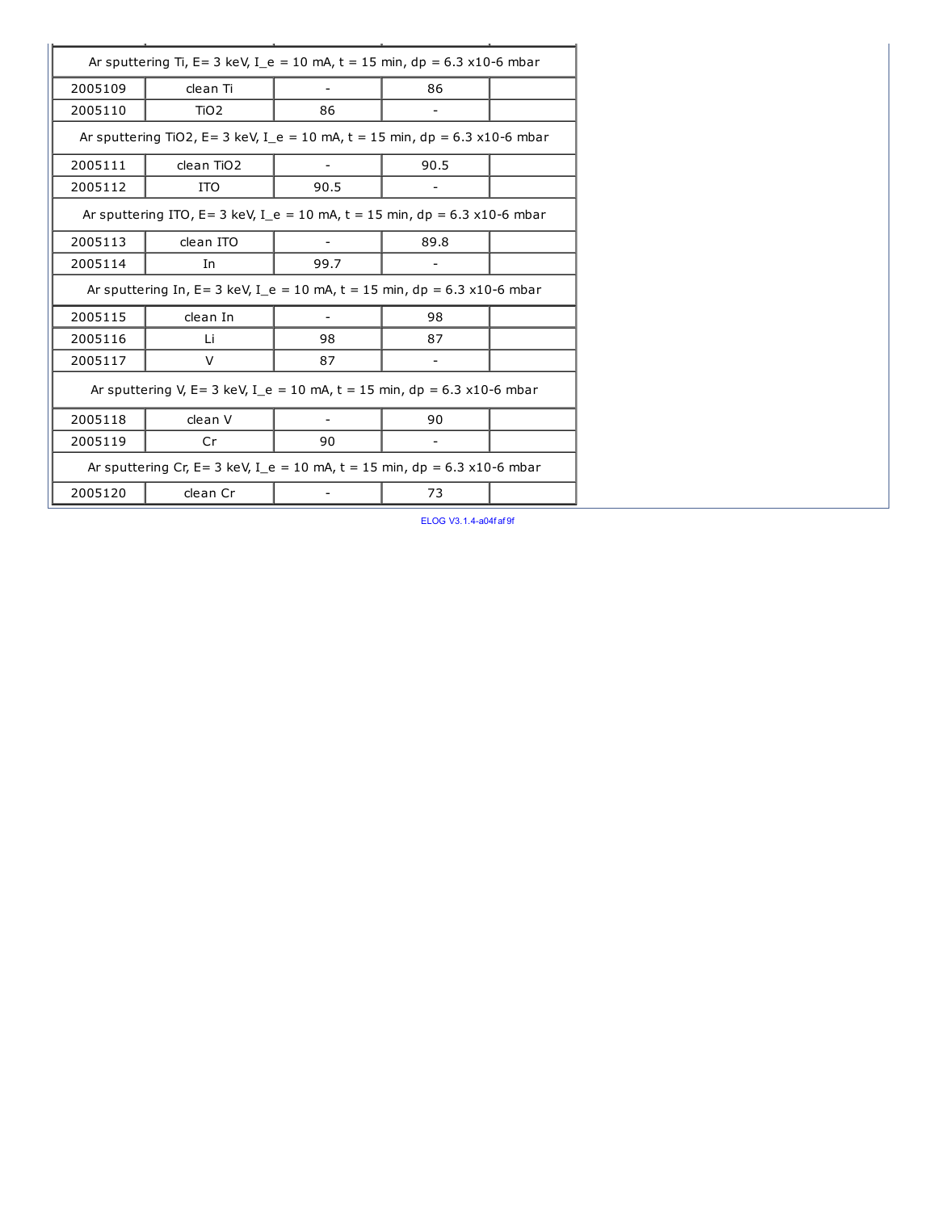| | | | | |
|---|---|---|---|---|
| Ar sputtering Ti, E= 3 keV, I_e = 10 mA, t = 15 min, dp = 6.3 x10-6 mbar | | | | |
| 2005109 | clean Ti | - | 86 | |
| 2005110 | TiO2 | 86 | - | |
| Ar sputtering TiO2, E= 3 keV, I_e = 10 mA, t = 15 min, dp = 6.3 x10-6 mbar | | | | |
| 2005111 | clean TiO2 | - | 90.5 | |
| 2005112 | ITO | 90.5 | - | |
| Ar sputtering ITO, E= 3 keV, I_e = 10 mA, t = 15 min, dp = 6.3 x10-6 mbar | | | | |
| 2005113 | clean ITO | - | 89.8 | |
| 2005114 | In | 99.7 | - | |
| Ar sputtering In, E= 3 keV, I_e = 10 mA, t = 15 min, dp = 6.3 x10-6 mbar | | | | |
| 2005115 | clean In | - | 98 | |
| 2005116 | Li | 98 | 87 | |
| 2005117 | V | 87 | - | |
| Ar sputtering V, E= 3 keV, I_e = 10 mA, t = 15 min, dp = 6.3 x10-6 mbar | | | | |
| 2005118 | clean V | - | 90 | |
| 2005119 | Cr | 90 | - | |
| Ar sputtering Cr, E= 3 keV, I_e = 10 mA, t = 15 min, dp = 6.3 x10-6 mbar | | | | |
| 2005120 | clean Cr | - | 73 | |

ELOG V3.1.4-a04faf9f